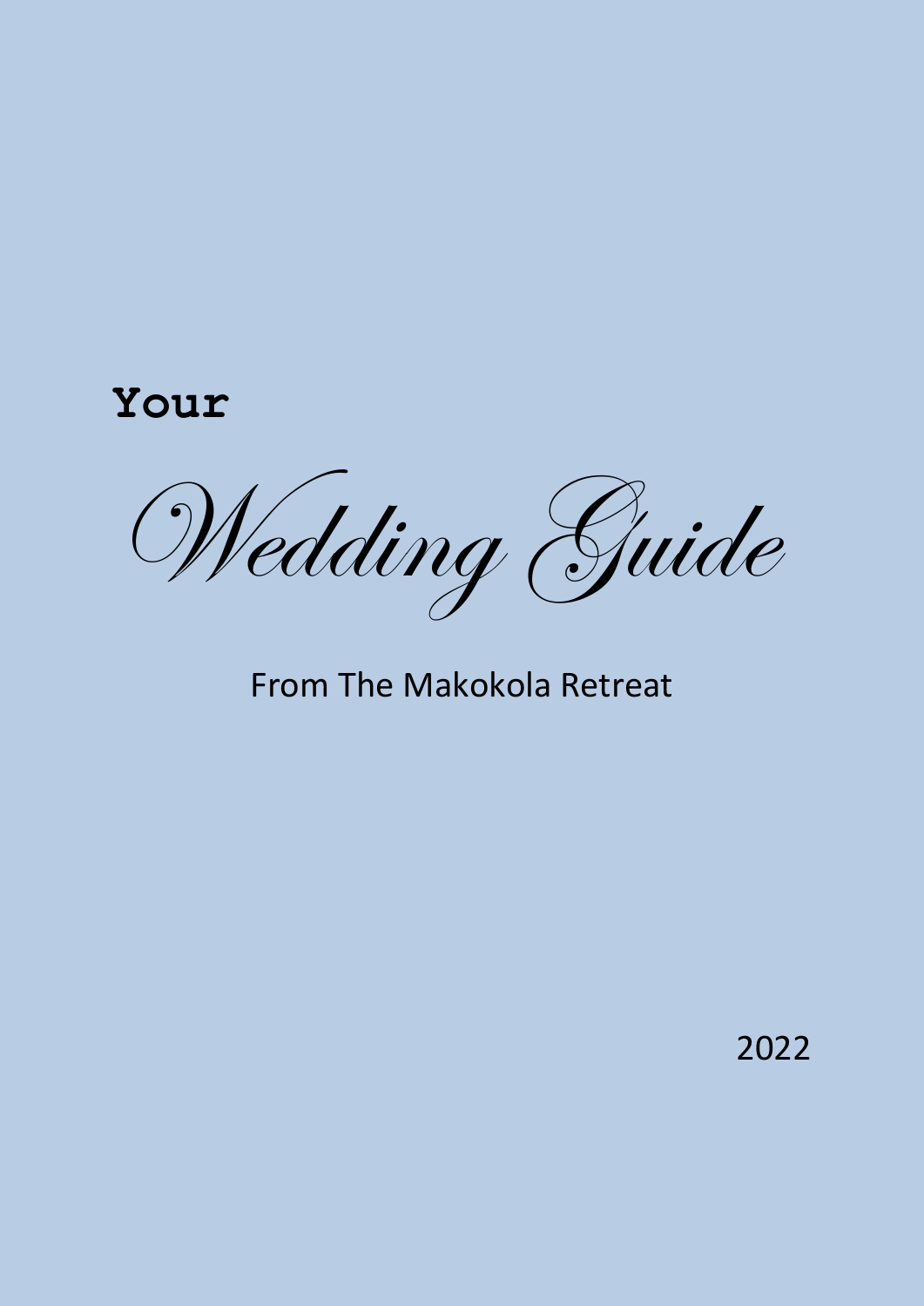**Your**

# *Wedding Guide*

From The Makokola Retreat

2022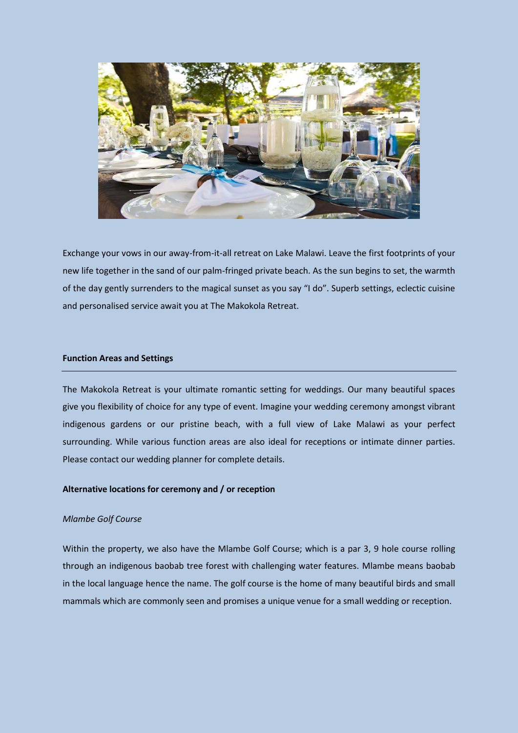Exchange your vows in our away-from-it-all retreat on Lake Malawi. Leave the first footprints of your new life together in the sand of our palm-fringed private beach. As the sun begins to set, the warmth of the day gently surrenders to the magical sunset as you say "I do". Superb settings, eclectic cuisine and personalised service await you at The Makokola Retreat.

**Function Areas and Settings**

---

The Makokola Retreat is your ultimate romantic setting for weddings. Our many beautiful spaces give you flexibility of choice for any type of event. Imagine your wedding ceremony amongst vibrant indigenous gardens or our pristine beach, with a full view of Lake Malawi as your perfect surrounding. While various function areas are also ideal for receptions or intimate dinner parties. Please contact our wedding planner for complete details.

**Alternative locations for ceremony and / or reception**

*Mlambe Golf Course*

Within the property, we also have the Mlambe Golf Course; which is a par 3, 9 hole course rolling through an indigenous baobab tree forest with challenging water features. Mlambe means baobab in the local language hence the name. The golf course is the home of many beautiful birds and small mammals which are commonly seen and promises a unique venue for a small wedding or reception.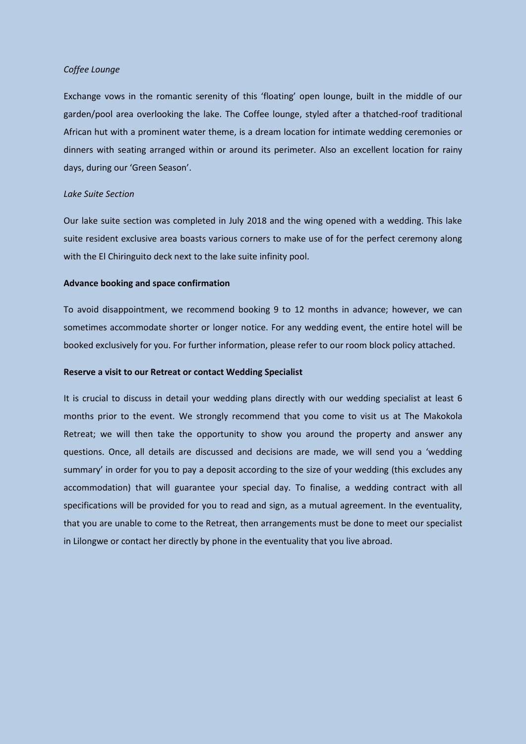*Coffee Lounge*

Exchange vows in the romantic serenity of this 'floating' open lounge, built in the middle of our garden/pool area overlooking the lake. The Coffee lounge, styled after a thatched-roof traditional African hut with a prominent water theme, is a dream location for intimate wedding ceremonies or dinners with seating arranged within or around its perimeter. Also an excellent location for rainy days, during our 'Green Season'.

*Lake Suite Section*

Our lake suite section was completed in July 2018 and the wing opened with a wedding. This lake suite resident exclusive area boasts various corners to make use of for the perfect ceremony along with the El Chiringuito deck next to the lake suite infinity pool.

**Advance booking and space confirmation**

To avoid disappointment, we recommend booking 9 to 12 months in advance; however, we can sometimes accommodate shorter or longer notice. For any wedding event, the entire hotel will be booked exclusively for you. For further information, please refer to our room block policy attached.

**Reserve a visit to our Retreat or contact Wedding Specialist**

It is crucial to discuss in detail your wedding plans directly with our wedding specialist at least 6 months prior to the event. We strongly recommend that you come to visit us at The Makokola Retreat; we will then take the opportunity to show you around the property and answer any questions. Once, all details are discussed and decisions are made, we will send you a 'wedding summary' in order for you to pay a deposit according to the size of your wedding (this excludes any accommodation) that will guarantee your special day. To finalise, a wedding contract with all specifications will be provided for you to read and sign, as a mutual agreement. In the eventuality, that you are unable to come to the Retreat, then arrangements must be done to meet our specialist in Lilongwe or contact her directly by phone in the eventuality that you live abroad.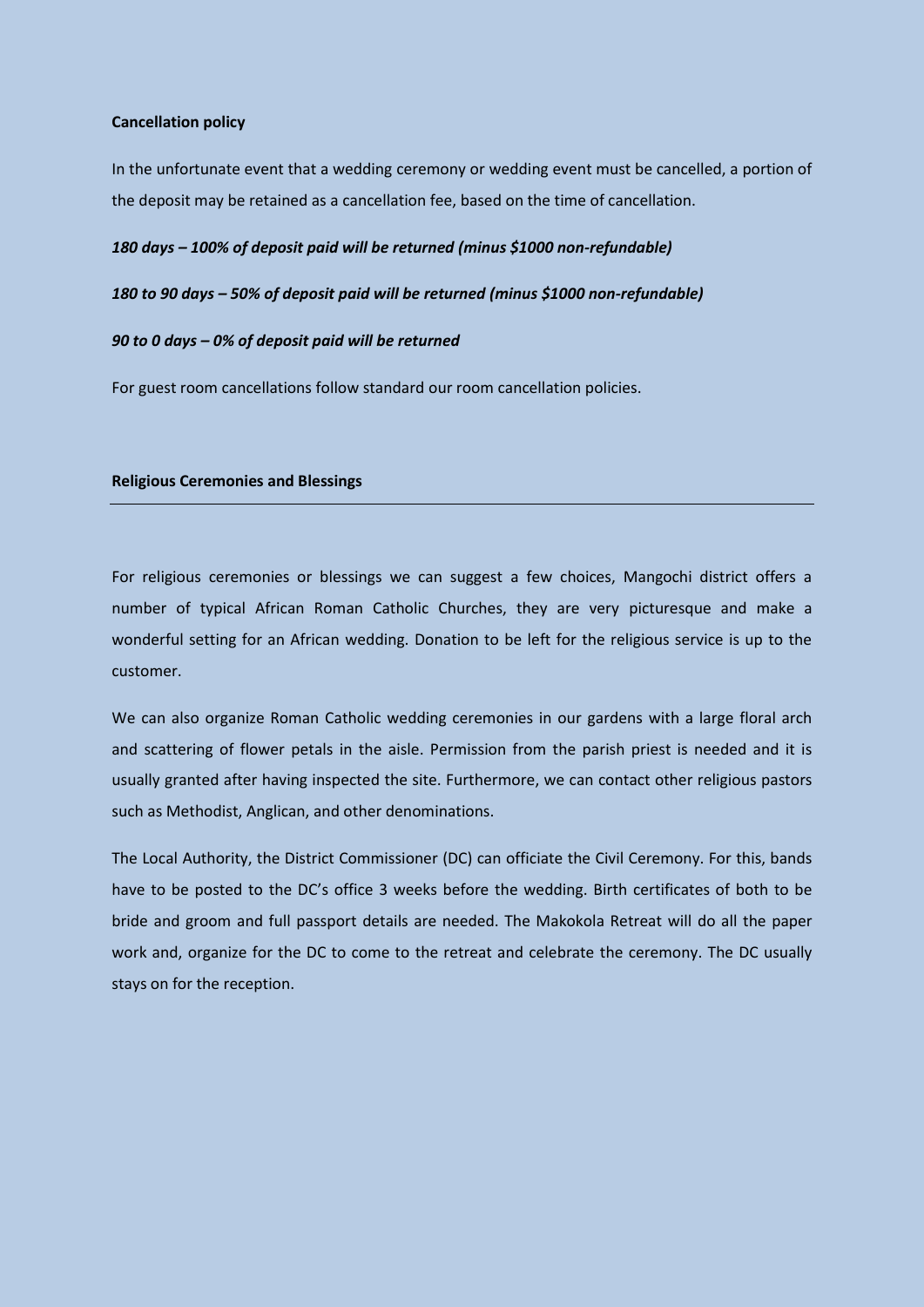**Cancellation policy**

In the unfortunate event that a wedding ceremony or wedding event must be cancelled, a portion of the deposit may be retained as a cancellation fee, based on the time of cancellation.

***180 days – 100% of deposit paid will be returned (minus $1000 non-refundable)***

***180 to 90 days – 50% of deposit paid will be returned (minus $1000 non-refundable)***

***90 to 0 days – 0% of deposit paid will be returned***

For guest room cancellations follow standard our room cancellation policies.

**Religious Ceremonies and Blessings**

---

For religious ceremonies or blessings we can suggest a few choices, Mangochi district offers a number of typical African Roman Catholic Churches, they are very picturesque and make a wonderful setting for an African wedding. Donation to be left for the religious service is up to the customer.

We can also organize Roman Catholic wedding ceremonies in our gardens with a large floral arch and scattering of flower petals in the aisle. Permission from the parish priest is needed and it is usually granted after having inspected the site. Furthermore, we can contact other religious pastors such as Methodist, Anglican, and other denominations.

The Local Authority, the District Commissioner (DC) can officiate the Civil Ceremony. For this, bands have to be posted to the DC's office 3 weeks before the wedding. Birth certificates of both to be bride and groom and full passport details are needed. The Makokola Retreat will do all the paper work and, organize for the DC to come to the retreat and celebrate the ceremony. The DC usually stays on for the reception.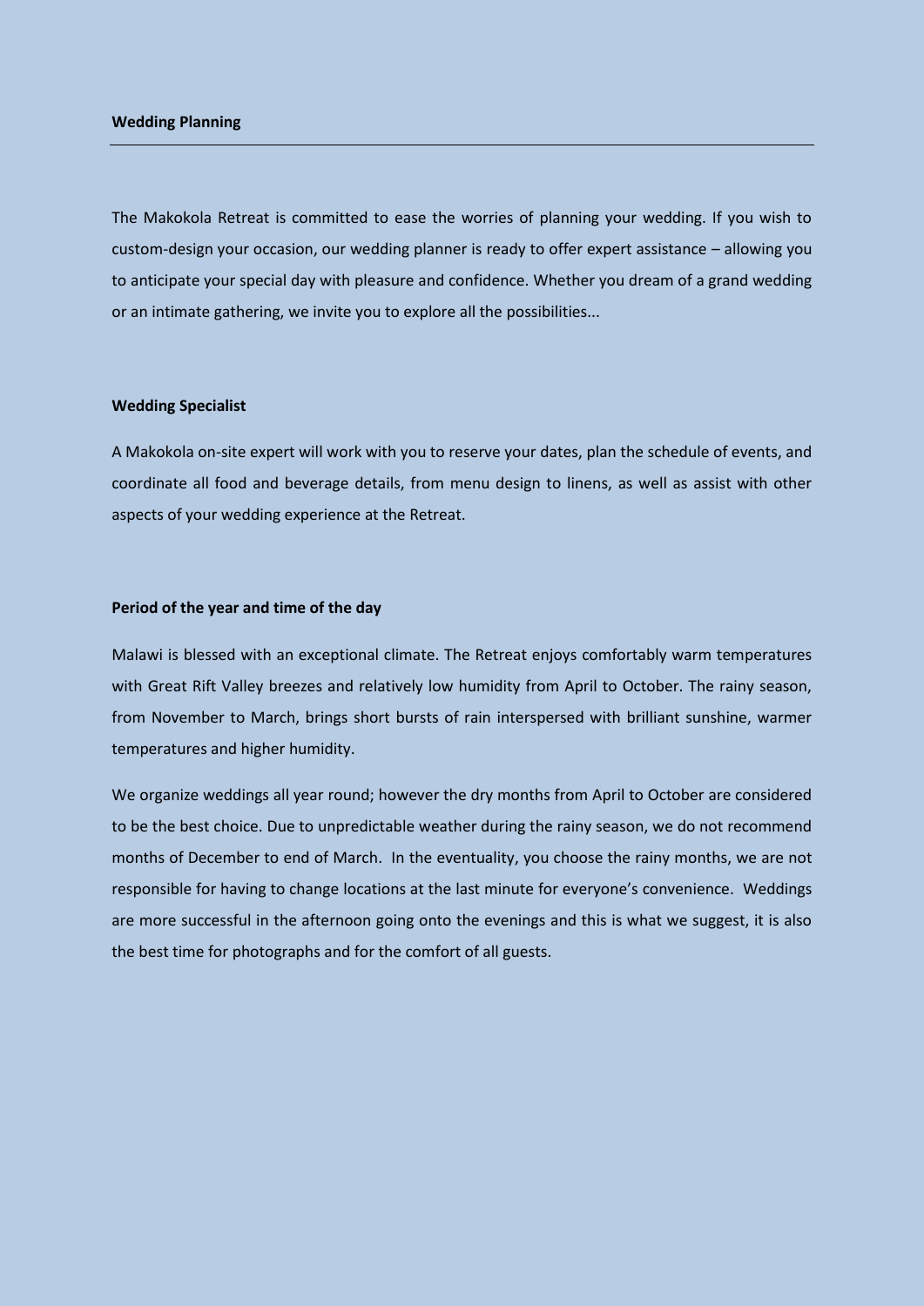## Wedding Planning

---

The Makokola Retreat is committed to ease the worries of planning your wedding. If you wish to custom-design your occasion, our wedding planner is ready to offer expert assistance – allowing you to anticipate your special day with pleasure and confidence. Whether you dream of a grand wedding or an intimate gathering, we invite you to explore all the possibilities...

### Wedding Specialist

A Makokola on-site expert will work with you to reserve your dates, plan the schedule of events, and coordinate all food and beverage details, from menu design to linens, as well as assist with other aspects of your wedding experience at the Retreat.

### Period of the year and time of the day

Malawi is blessed with an exceptional climate. The Retreat enjoys comfortably warm temperatures with Great Rift Valley breezes and relatively low humidity from April to October. The rainy season, from November to March, brings short bursts of rain interspersed with brilliant sunshine, warmer temperatures and higher humidity.

We organize weddings all year round; however the dry months from April to October are considered to be the best choice. Due to unpredictable weather during the rainy season, we do not recommend months of December to end of March. In the eventuality, you choose the rainy months, we are not responsible for having to change locations at the last minute for everyone's convenience. Weddings are more successful in the afternoon going onto the evenings and this is what we suggest, it is also the best time for photographs and for the comfort of all guests.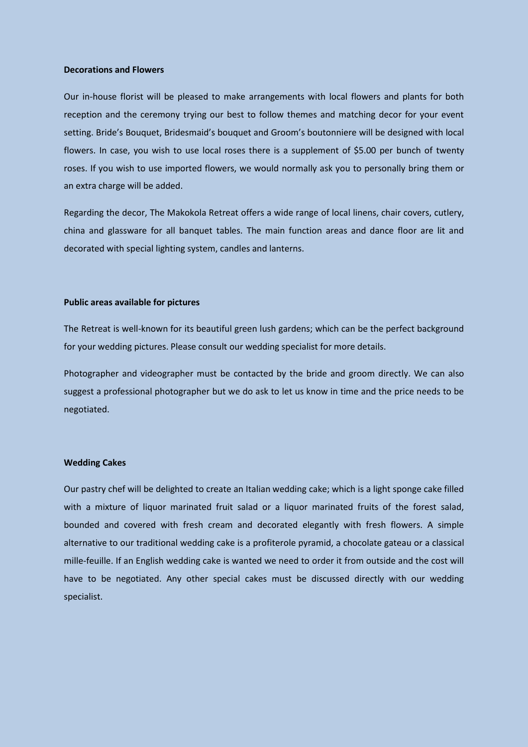**Decorations and Flowers**

Our in-house florist will be pleased to make arrangements with local flowers and plants for both reception and the ceremony trying our best to follow themes and matching decor for your event setting. Bride's Bouquet, Bridesmaid's bouquet and Groom's boutonniere will be designed with local flowers. In case, you wish to use local roses there is a supplement of $5.00 per bunch of twenty roses. If you wish to use imported flowers, we would normally ask you to personally bring them or an extra charge will be added.

Regarding the decor, The Makokola Retreat offers a wide range of local linens, chair covers, cutlery, china and glassware for all banquet tables. The main function areas and dance floor are lit and decorated with special lighting system, candles and lanterns.

**Public areas available for pictures**

The Retreat is well-known for its beautiful green lush gardens; which can be the perfect background for your wedding pictures. Please consult our wedding specialist for more details.

Photographer and videographer must be contacted by the bride and groom directly. We can also suggest a professional photographer but we do ask to let us know in time and the price needs to be negotiated.

**Wedding Cakes**

Our pastry chef will be delighted to create an Italian wedding cake; which is a light sponge cake filled with a mixture of liquor marinated fruit salad or a liquor marinated fruits of the forest salad, bounded and covered with fresh cream and decorated elegantly with fresh flowers. A simple alternative to our traditional wedding cake is a profiterole pyramid, a chocolate gateau or a classical mille-feuille. If an English wedding cake is wanted we need to order it from outside and the cost will have to be negotiated. Any other special cakes must be discussed directly with our wedding specialist.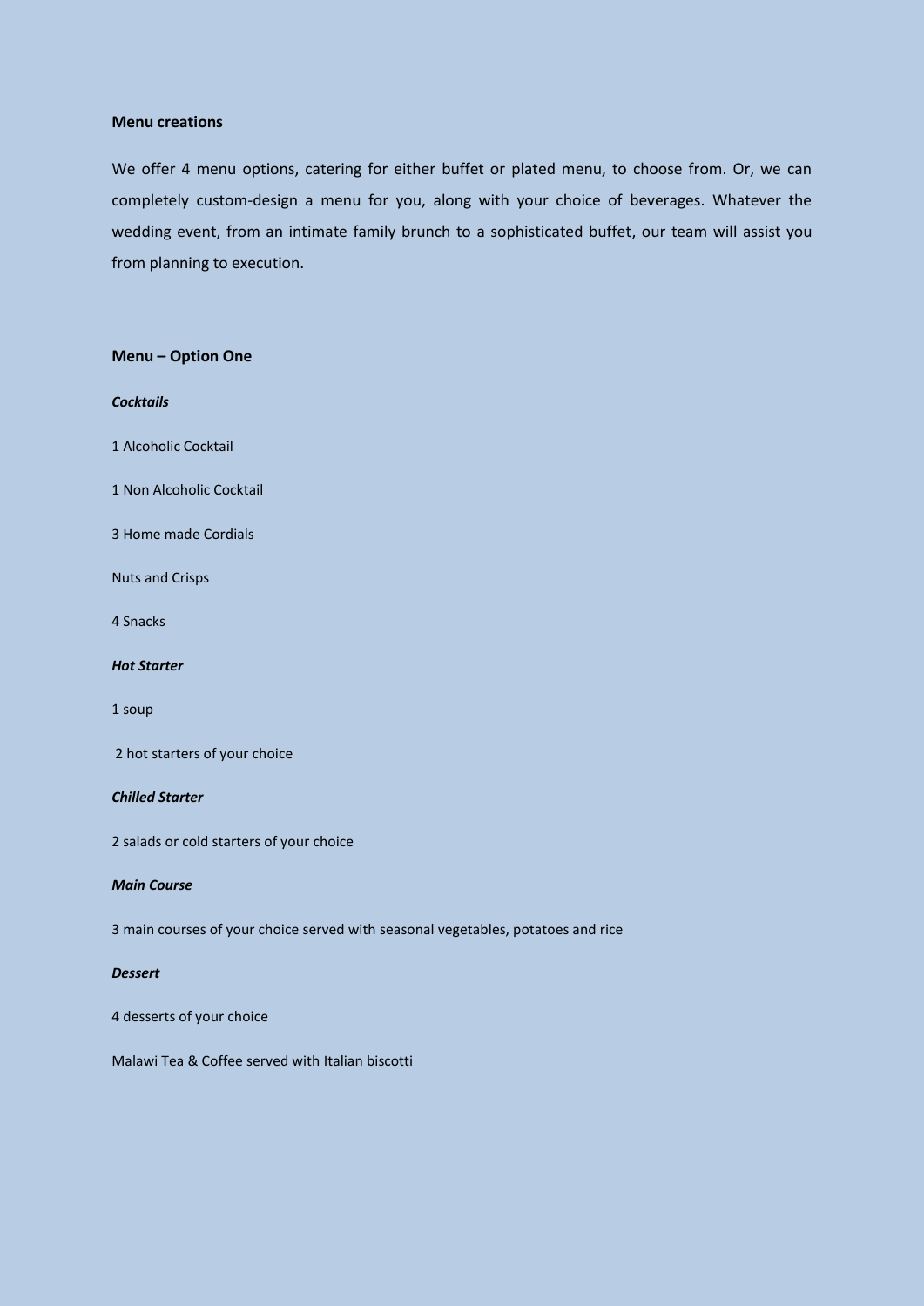## Menu creations

We offer 4 menu options, catering for either buffet or plated menu, to choose from. Or, we can completely custom-design a menu for you, along with your choice of beverages. Whatever the wedding event, from an intimate family brunch to a sophisticated buffet, our team will assist you from planning to execution.

## Menu – Option One

***Cocktails***

1 Alcoholic Cocktail

1 Non Alcoholic Cocktail

3 Home made Cordials

Nuts and Crisps

4 Snacks

***Hot Starter***

1 soup

2 hot starters of your choice

***Chilled Starter***

2 salads or cold starters of your choice

***Main Course***

3 main courses of your choice served with seasonal vegetables, potatoes and rice

***Dessert***

4 desserts of your choice

Malawi Tea & Coffee served with Italian biscotti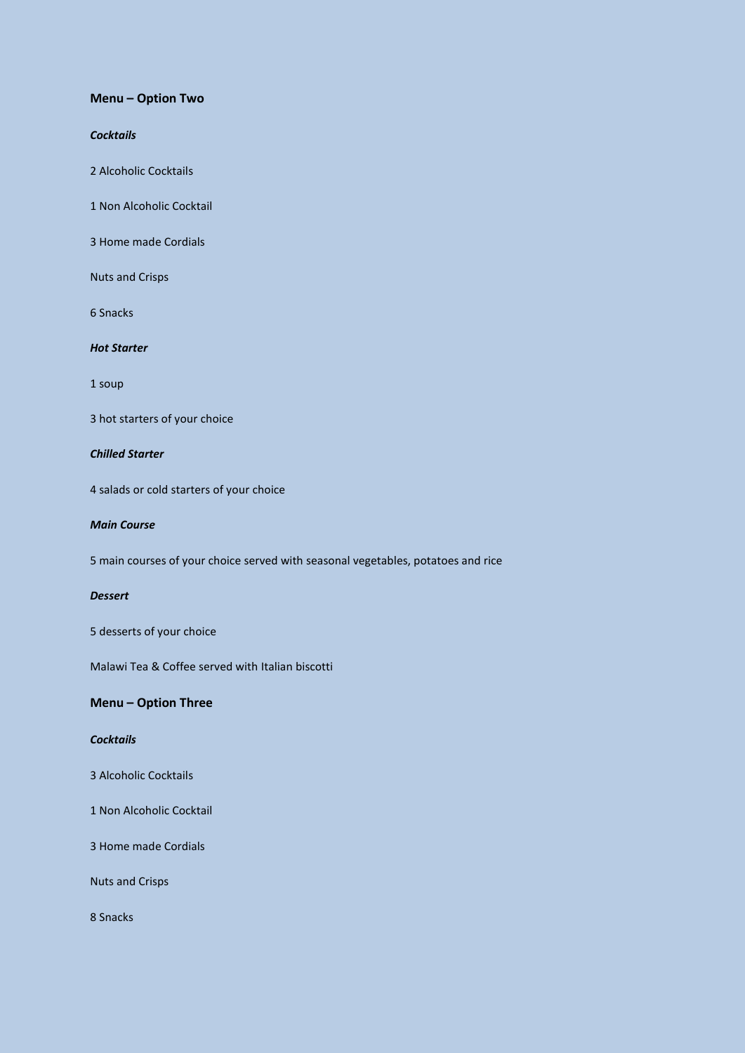**Menu – Option Two**

***Cocktails***

2 Alcoholic Cocktails

1 Non Alcoholic Cocktail

3 Home made Cordials

Nuts and Crisps

6 Snacks

***Hot Starter***

1 soup

3 hot starters of your choice

***Chilled Starter***

4 salads or cold starters of your choice

***Main Course***

5 main courses of your choice served with seasonal vegetables, potatoes and rice

***Dessert***

5 desserts of your choice

Malawi Tea & Coffee served with Italian biscotti

**Menu – Option Three**

***Cocktails***

3 Alcoholic Cocktails

1 Non Alcoholic Cocktail

3 Home made Cordials

Nuts and Crisps

8 Snacks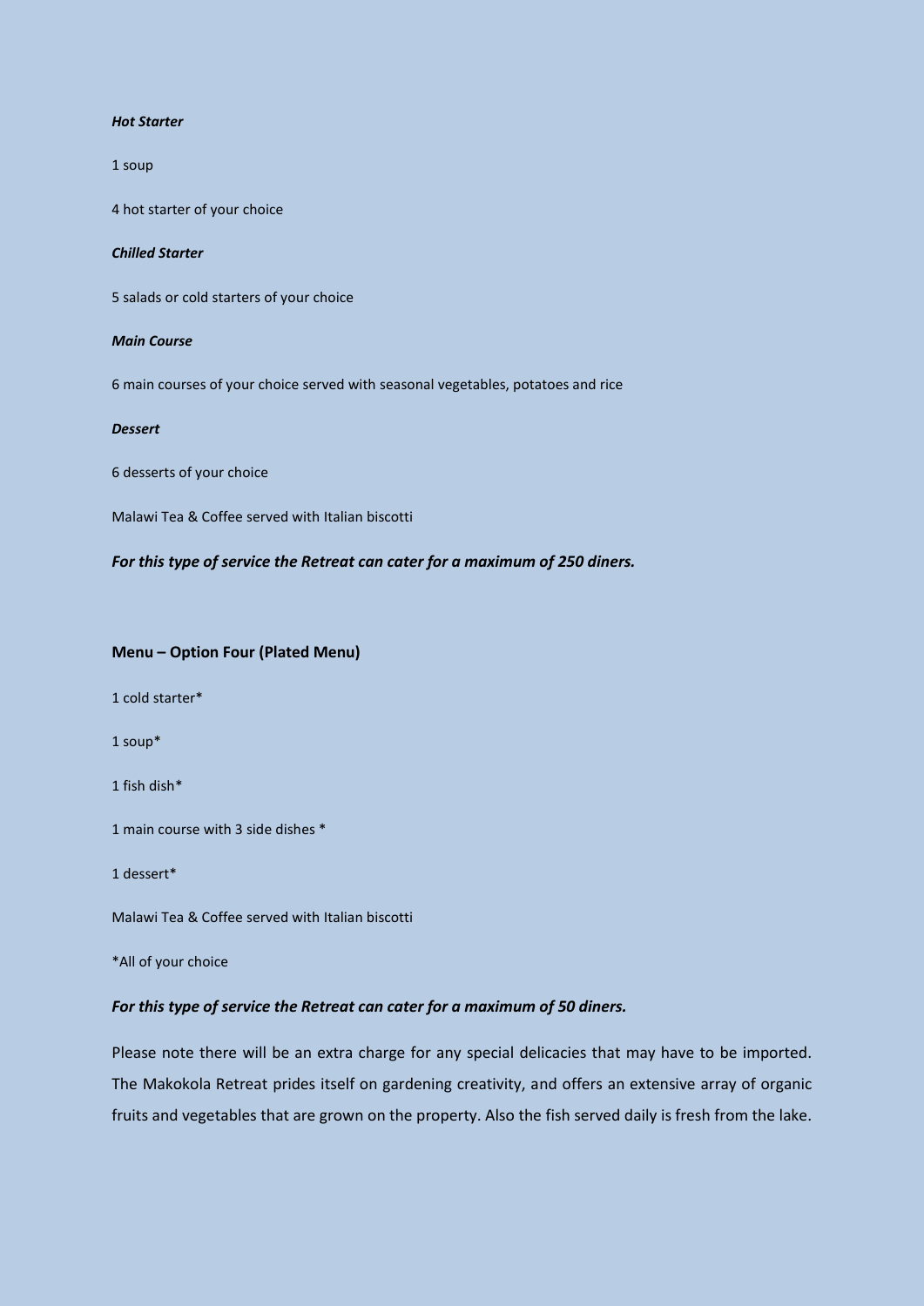***Hot Starter***

1 soup

4 hot starter of your choice

***Chilled Starter***

5 salads or cold starters of your choice

***Main Course***

6 main courses of your choice served with seasonal vegetables, potatoes and rice

***Dessert***

6 desserts of your choice

Malawi Tea & Coffee served with Italian biscotti

***For this type of service the Retreat can cater for a maximum of 250 diners.***

**Menu – Option Four (Plated Menu)**

1 cold starter*

1 soup*

1 fish dish*

1 main course with 3 side dishes *

1 dessert*

Malawi Tea & Coffee served with Italian biscotti

*All of your choice

***For this type of service the Retreat can cater for a maximum of 50 diners.***

Please note there will be an extra charge for any special delicacies that may have to be imported. The Makokola Retreat prides itself on gardening creativity, and offers an extensive array of organic fruits and vegetables that are grown on the property. Also the fish served daily is fresh from the lake.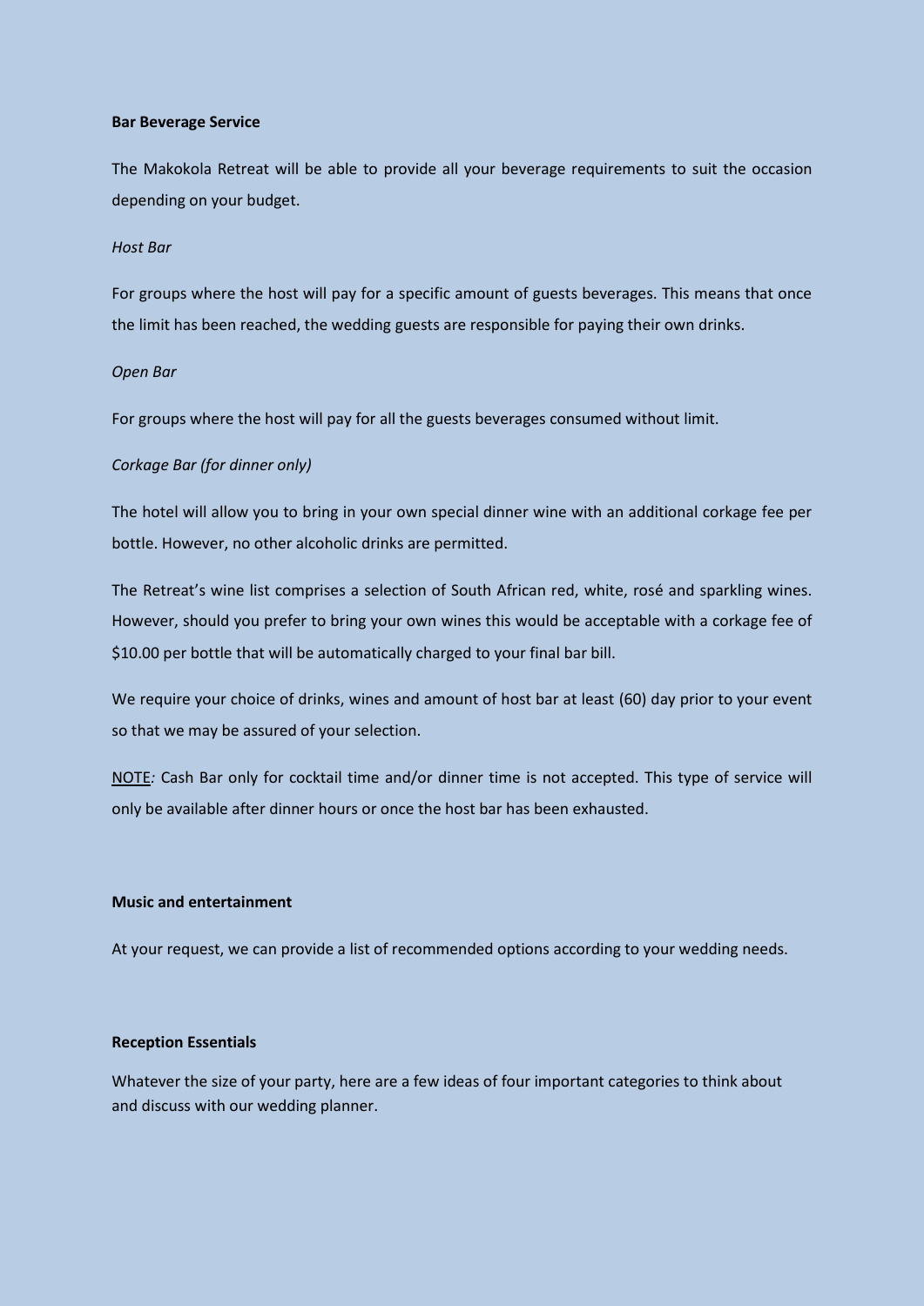**Bar Beverage Service**

The Makokola Retreat will be able to provide all your beverage requirements to suit the occasion depending on your budget.

*Host Bar*

For groups where the host will pay for a specific amount of guests beverages. This means that once the limit has been reached, the wedding guests are responsible for paying their own drinks.

*Open Bar*

For groups where the host will pay for all the guests beverages consumed without limit.

*Corkage Bar (for dinner only)*

The hotel will allow you to bring in your own special dinner wine with an additional corkage fee per bottle. However, no other alcoholic drinks are permitted.

The Retreat's wine list comprises a selection of South African red, white, rosé and sparkling wines. However, should you prefer to bring your own wines this would be acceptable with a corkage fee of $10.00 per bottle that will be automatically charged to your final bar bill.

We require your choice of drinks, wines and amount of host bar at least (60) day prior to your event so that we may be assured of your selection.

<u>NOTE</u>*:* Cash Bar only for cocktail time and/or dinner time is not accepted. This type of service will only be available after dinner hours or once the host bar has been exhausted.

**Music and entertainment**

At your request, we can provide a list of recommended options according to your wedding needs.

**Reception Essentials**

Whatever the size of your party, here are a few ideas of four important categories to think about and discuss with our wedding planner.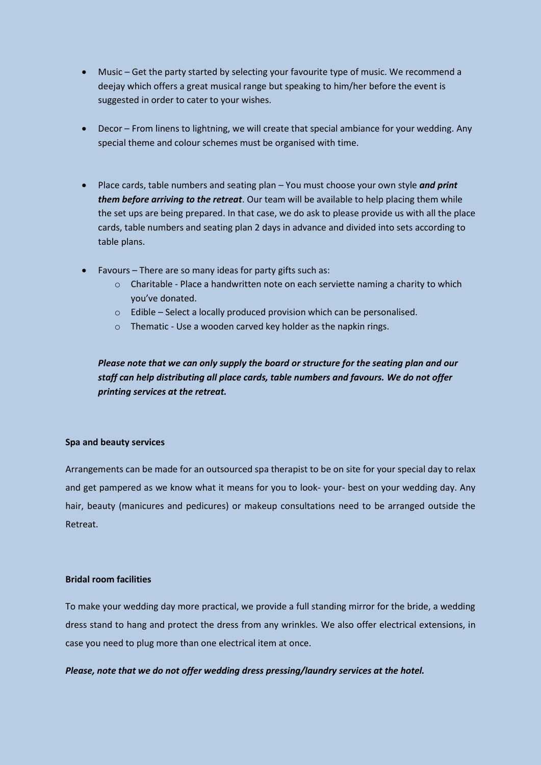- Music – Get the party started by selecting your favourite type of music. We recommend a deejay which offers a great musical range but speaking to him/her before the event is suggested in order to cater to your wishes.

- Decor – From linens to lightning, we will create that special ambiance for your wedding. Any special theme and colour schemes must be organised with time.

- Place cards, table numbers and seating plan – You must choose your own style ***and print them before arriving to the retreat***. Our team will be available to help placing them while the set ups are being prepared. In that case, we do ask to please provide us with all the place cards, table numbers and seating plan 2 days in advance and divided into sets according to table plans.

- Favours – There are so many ideas for party gifts such as:
  - Charitable - Place a handwritten note on each serviette naming a charity to which you've donated.
  - Edible – Select a locally produced provision which can be personalised.
  - Thematic - Use a wooden carved key holder as the napkin rings.

***Please note that we can only supply the board or structure for the seating plan and our staff can help distributing all place cards, table numbers and favours. We do not offer printing services at the retreat.***

**Spa and beauty services**

Arrangements can be made for an outsourced spa therapist to be on site for your special day to relax and get pampered as we know what it means for you to look- your- best on your wedding day. Any hair, beauty (manicures and pedicures) or makeup consultations need to be arranged outside the Retreat.

**Bridal room facilities**

To make your wedding day more practical, we provide a full standing mirror for the bride, a wedding dress stand to hang and protect the dress from any wrinkles. We also offer electrical extensions, in case you need to plug more than one electrical item at once.

***Please, note that we do not offer wedding dress pressing/laundry services at the hotel.***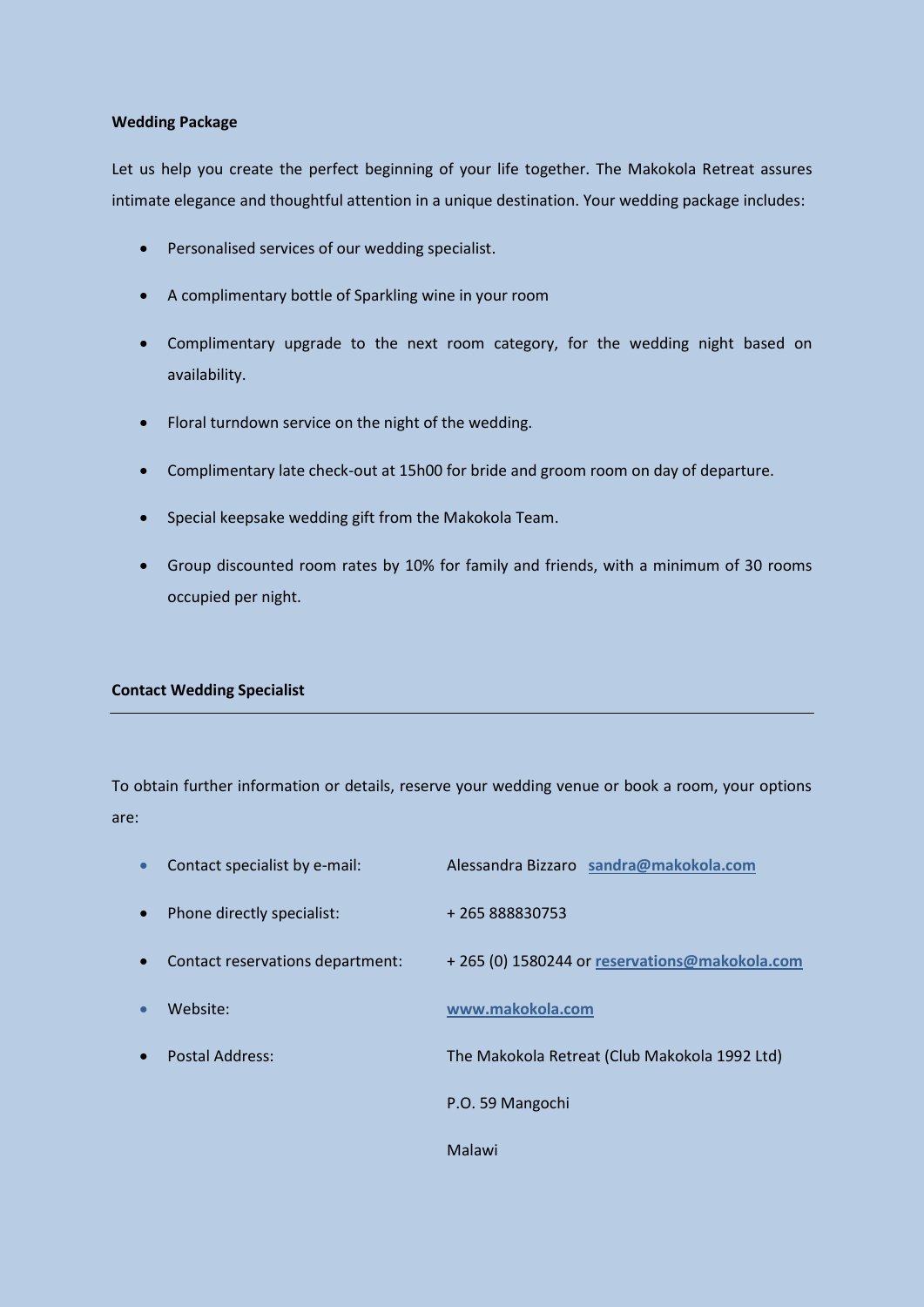**Wedding Package**

Let us help you create the perfect beginning of your life together. The Makokola Retreat assures intimate elegance and thoughtful attention in a unique destination. Your wedding package includes:

- Personalised services of our wedding specialist.
- A complimentary bottle of Sparkling wine in your room
- Complimentary upgrade to the next room category, for the wedding night based on availability.
- Floral turndown service on the night of the wedding.
- Complimentary late check-out at 15h00 for bride and groom room on day of departure.
- Special keepsake wedding gift from the Makokola Team.
- Group discounted room rates by 10% for family and friends, with a minimum of 30 rooms occupied per night.

**Contact Wedding Specialist**

---

To obtain further information or details, reserve your wedding venue or book a room, your options are:

- Contact specialist by e-mail: Alessandra Bizzaro sandra@makokola.com
- Phone directly specialist: + 265 888830753
- Contact reservations department: + 265 (0) 1580244 or reservations@makokola.com
- Website: www.makokola.com
- Postal Address: The Makokola Retreat (Club Makokola 1992 Ltd)
  P.O. 59 Mangochi
  Malawi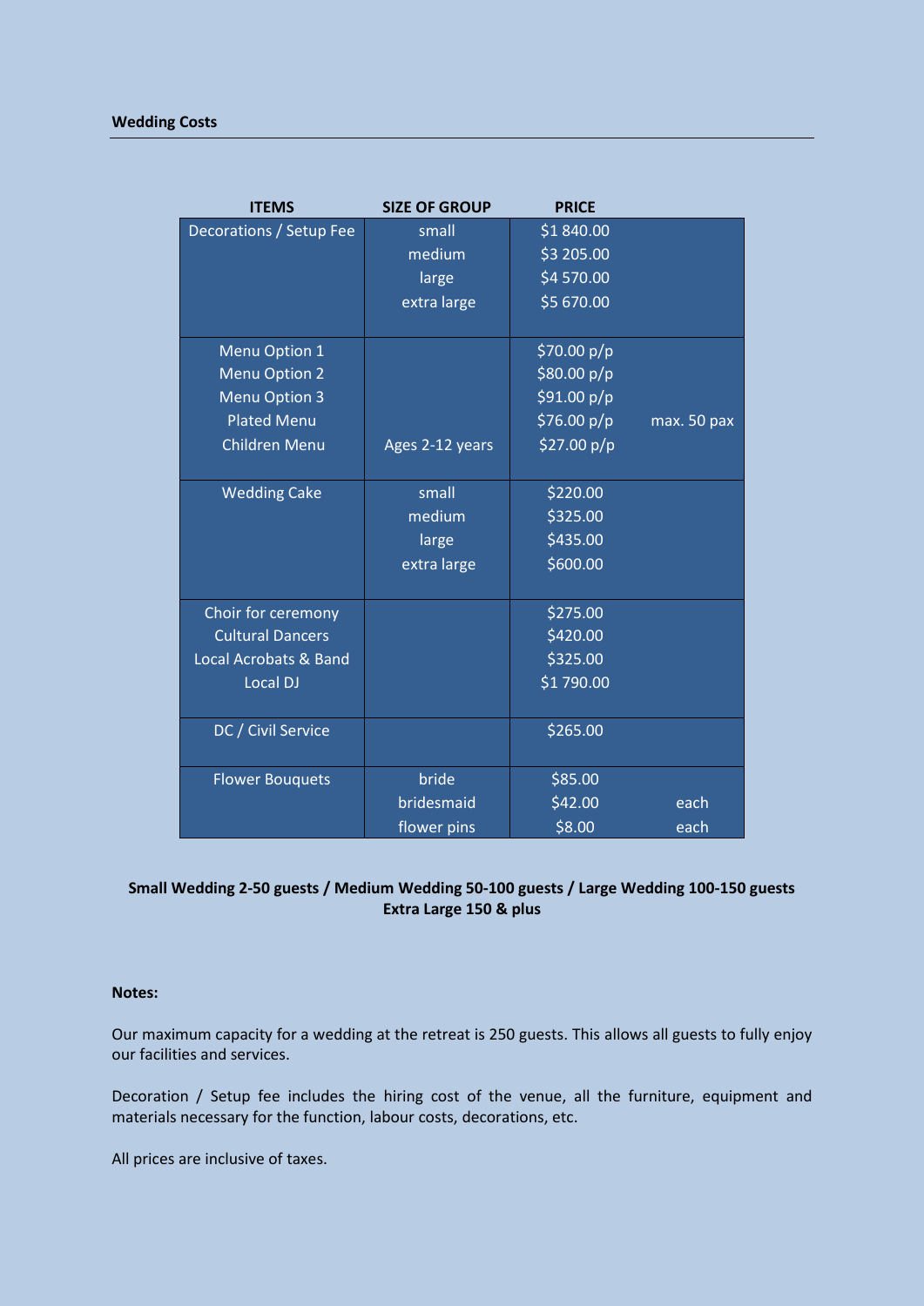**Wedding Costs**

| ITEMS | SIZE OF GROUP | PRICE | |
|---|---|---|---|
| Decorations / Setup Fee | small | $1 840.00 | |
| | medium | $3 205.00 | |
| | large | $4 570.00 | |
| | extra large | $5 670.00 | |
| Menu Option 1 | | $70.00 p/p | |
| Menu Option 2 | | $80.00 p/p | |
| Menu Option 3 | | $91.00 p/p | |
| Plated Menu | | $76.00 p/p | max. 50 pax |
| Children Menu | Ages 2-12 years | $27.00 p/p | |
| Wedding Cake | small | $220.00 | |
| | medium | $325.00 | |
| | large | $435.00 | |
| | extra large | $600.00 | |
| Choir for ceremony | | $275.00 | |
| Cultural Dancers | | $420.00 | |
| Local Acrobats & Band | | $325.00 | |
| Local DJ | | $1 790.00 | |
| DC / Civil Service | | $265.00 | |
| Flower Bouquets | bride | $85.00 | |
| | bridesmaid | $42.00 | each |
| | flower pins | $8.00 | each |

**Small Wedding 2-50 guests / Medium Wedding 50-100 guests / Large Wedding 100-150 guests Extra Large 150 & plus**

**Notes:**

Our maximum capacity for a wedding at the retreat is 250 guests. This allows all guests to fully enjoy our facilities and services.

Decoration / Setup fee includes the hiring cost of the venue, all the furniture, equipment and materials necessary for the function, labour costs, decorations, etc.

All prices are inclusive of taxes.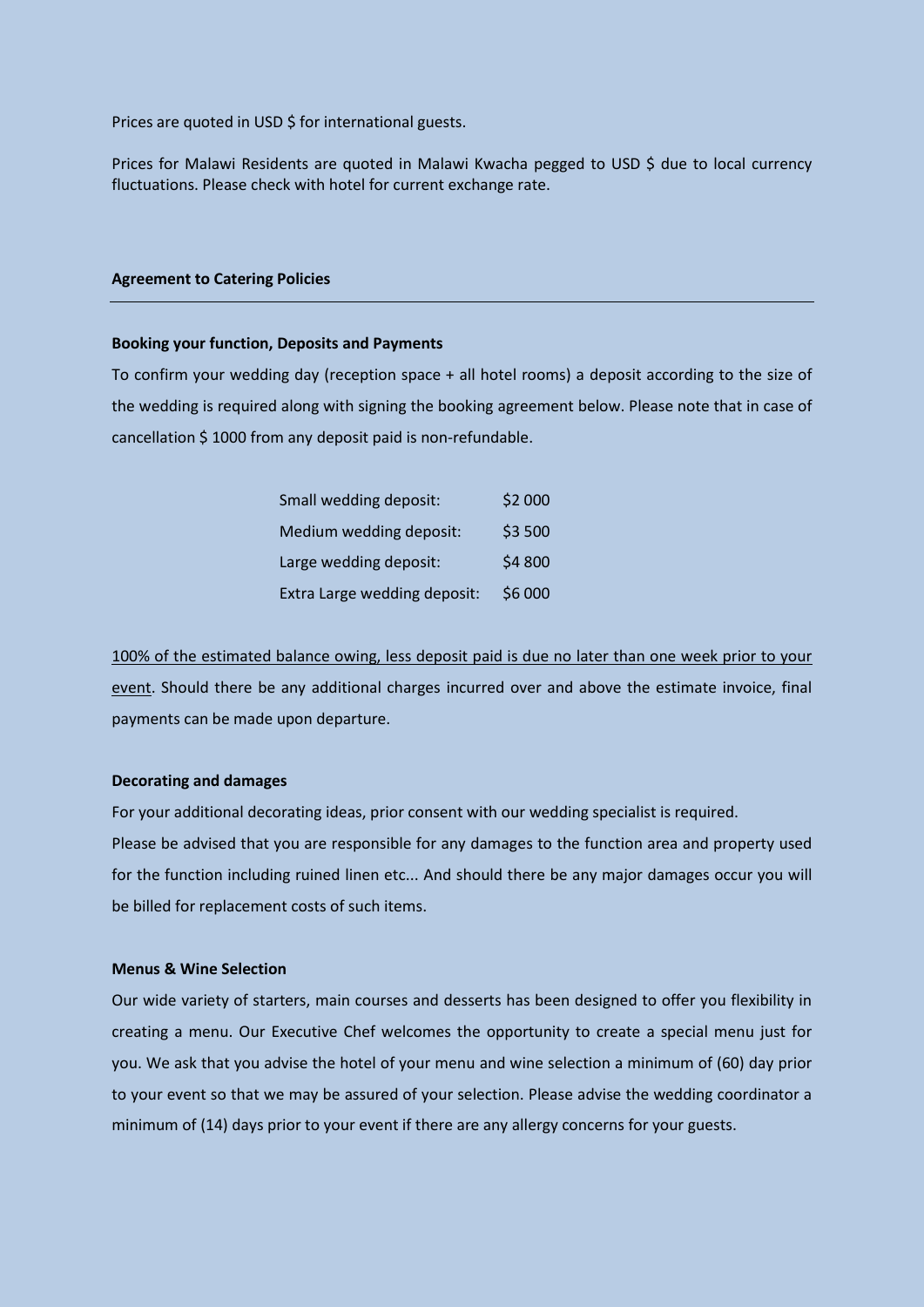Prices are quoted in USD $ for international guests.

Prices for Malawi Residents are quoted in Malawi Kwacha pegged to USD $ due to local currency fluctuations. Please check with hotel for current exchange rate.

**Agreement to Catering Policies**

---

**Booking your function, Deposits and Payments**

To confirm your wedding day (reception space + all hotel rooms) a deposit according to the size of the wedding is required along with signing the booking agreement below. Please note that in case of cancellation $ 1000 from any deposit paid is non-refundable.

| | |
|---|---|
| Small wedding deposit: | $2 000 |
| Medium wedding deposit: | $3 500 |
| Large wedding deposit: | $4 800 |
| Extra Large wedding deposit: | $6 000 |

<u>100% of the estimated balance owing, less deposit paid is due no later than one week prior to your event</u>. Should there be any additional charges incurred over and above the estimate invoice, final payments can be made upon departure.

**Decorating and damages**

For your additional decorating ideas, prior consent with our wedding specialist is required.

Please be advised that you are responsible for any damages to the function area and property used for the function including ruined linen etc... And should there be any major damages occur you will be billed for replacement costs of such items.

**Menus & Wine Selection**

Our wide variety of starters, main courses and desserts has been designed to offer you flexibility in creating a menu. Our Executive Chef welcomes the opportunity to create a special menu just for you. We ask that you advise the hotel of your menu and wine selection a minimum of (60) day prior to your event so that we may be assured of your selection. Please advise the wedding coordinator a minimum of (14) days prior to your event if there are any allergy concerns for your guests.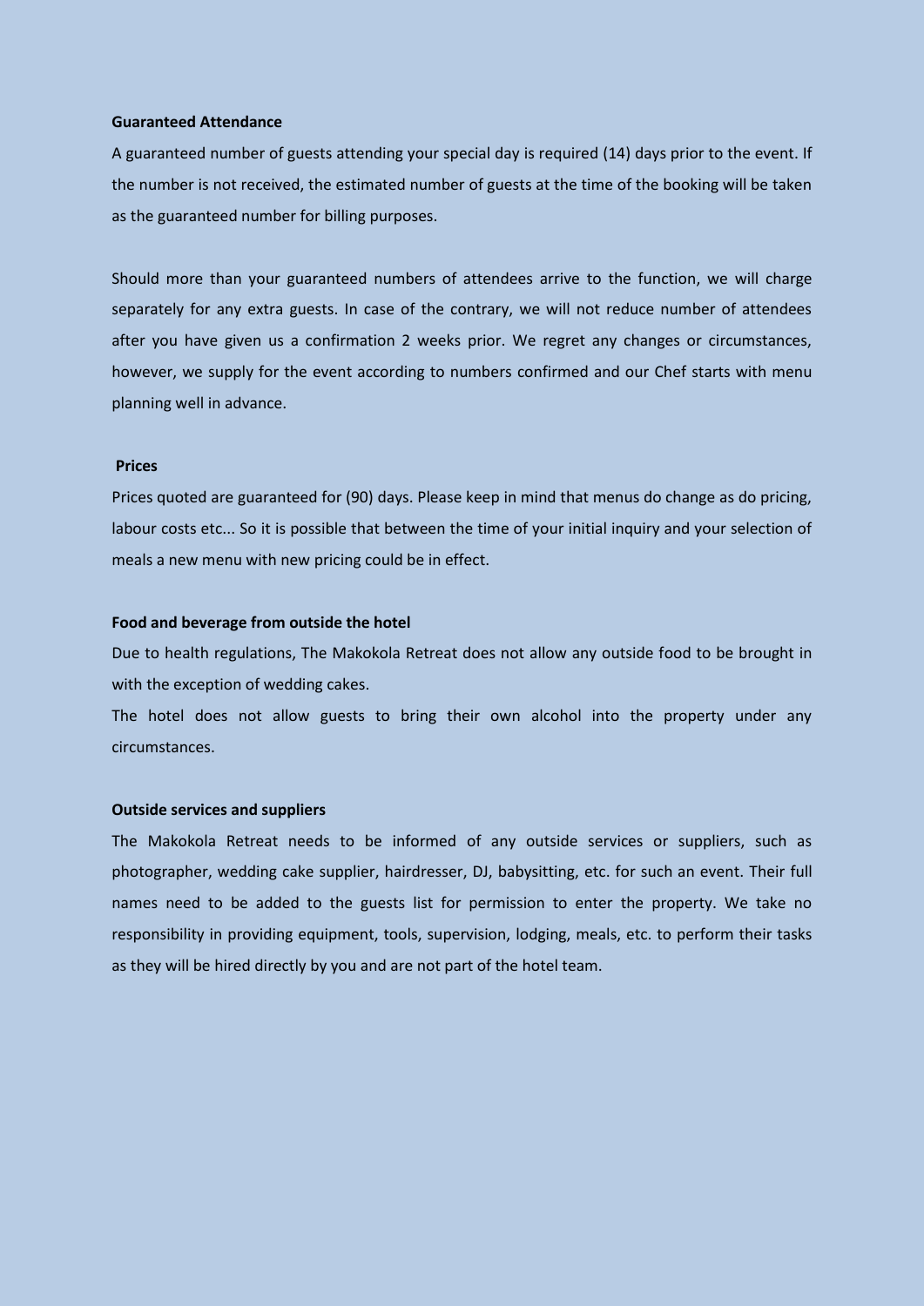**Guaranteed Attendance**

A guaranteed number of guests attending your special day is required (14) days prior to the event. If the number is not received, the estimated number of guests at the time of the booking will be taken as the guaranteed number for billing purposes.

Should more than your guaranteed numbers of attendees arrive to the function, we will charge separately for any extra guests. In case of the contrary, we will not reduce number of attendees after you have given us a confirmation 2 weeks prior. We regret any changes or circumstances, however, we supply for the event according to numbers confirmed and our Chef starts with menu planning well in advance.

**Prices**

Prices quoted are guaranteed for (90) days. Please keep in mind that menus do change as do pricing, labour costs etc... So it is possible that between the time of your initial inquiry and your selection of meals a new menu with new pricing could be in effect.

**Food and beverage from outside the hotel**

Due to health regulations, The Makokola Retreat does not allow any outside food to be brought in with the exception of wedding cakes.

The hotel does not allow guests to bring their own alcohol into the property under any circumstances.

**Outside services and suppliers**

The Makokola Retreat needs to be informed of any outside services or suppliers, such as photographer, wedding cake supplier, hairdresser, DJ, babysitting, etc. for such an event. Their full names need to be added to the guests list for permission to enter the property. We take no responsibility in providing equipment, tools, supervision, lodging, meals, etc. to perform their tasks as they will be hired directly by you and are not part of the hotel team.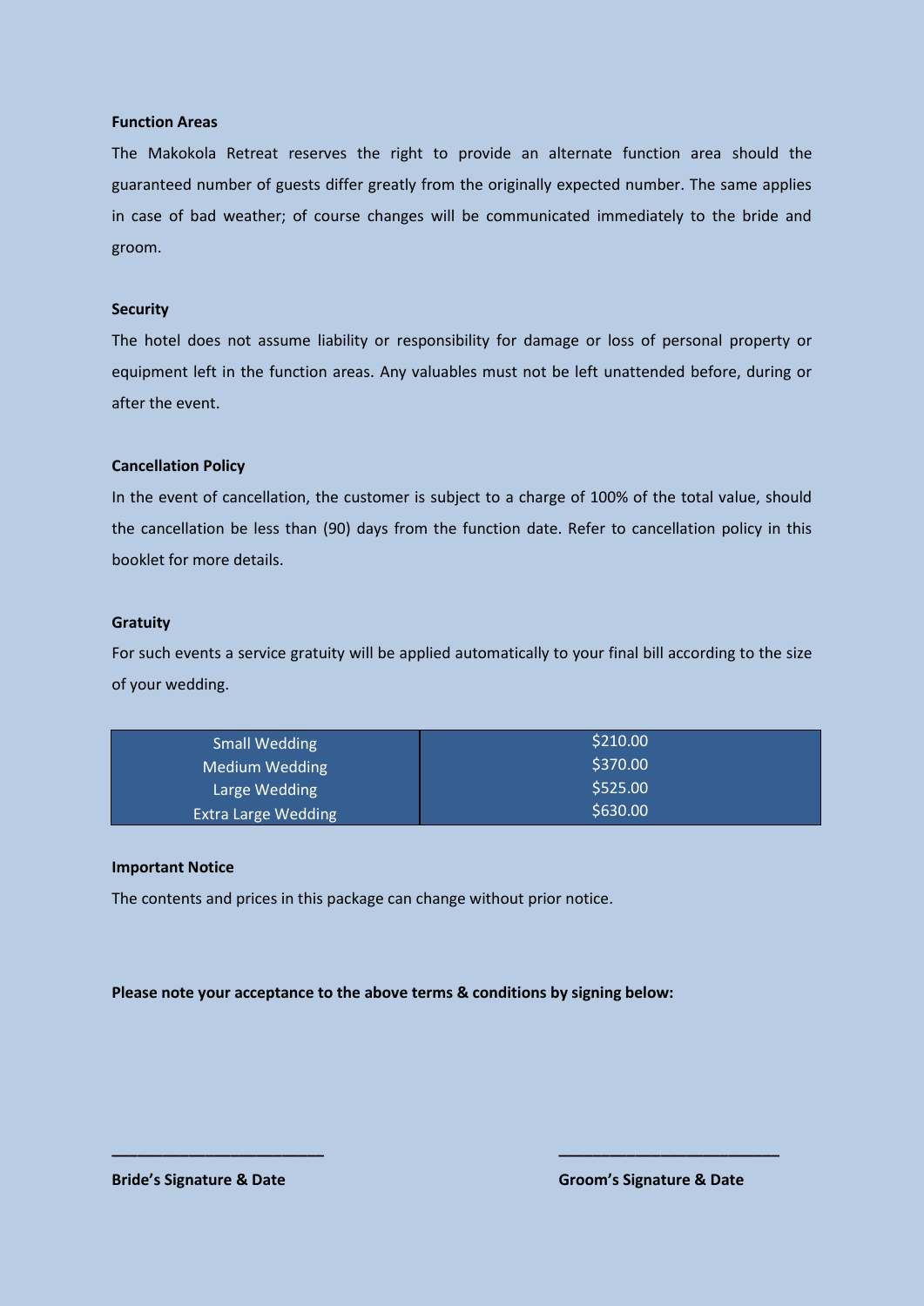**Function Areas**

The Makokola Retreat reserves the right to provide an alternate function area should the guaranteed number of guests differ greatly from the originally expected number. The same applies in case of bad weather; of course changes will be communicated immediately to the bride and groom.

**Security**

The hotel does not assume liability or responsibility for damage or loss of personal property or equipment left in the function areas. Any valuables must not be left unattended before, during or after the event.

**Cancellation Policy**

In the event of cancellation, the customer is subject to a charge of 100% of the total value, should the cancellation be less than (90) days from the function date. Refer to cancellation policy in this booklet for more details.

**Gratuity**

For such events a service gratuity will be applied automatically to your final bill according to the size of your wedding.

| | |
|---|---|
| Small Wedding | $210.00 |
| Medium Wedding | $370.00 |
| Large Wedding | $525.00 |
| Extra Large Wedding | $630.00 |

**Important Notice**

The contents and prices in this package can change without prior notice.

**Please note your acceptance to the above terms & conditions by signing below:**

\_\_\_\_\_\_\_\_\_\_\_\_\_\_\_\_\_\_\_\_\_\_\_\_\_ \_\_\_\_\_\_\_\_\_\_\_\_\_\_\_\_\_\_\_\_\_\_\_\_\_

**Bride's Signature & Date** **Groom's Signature & Date**